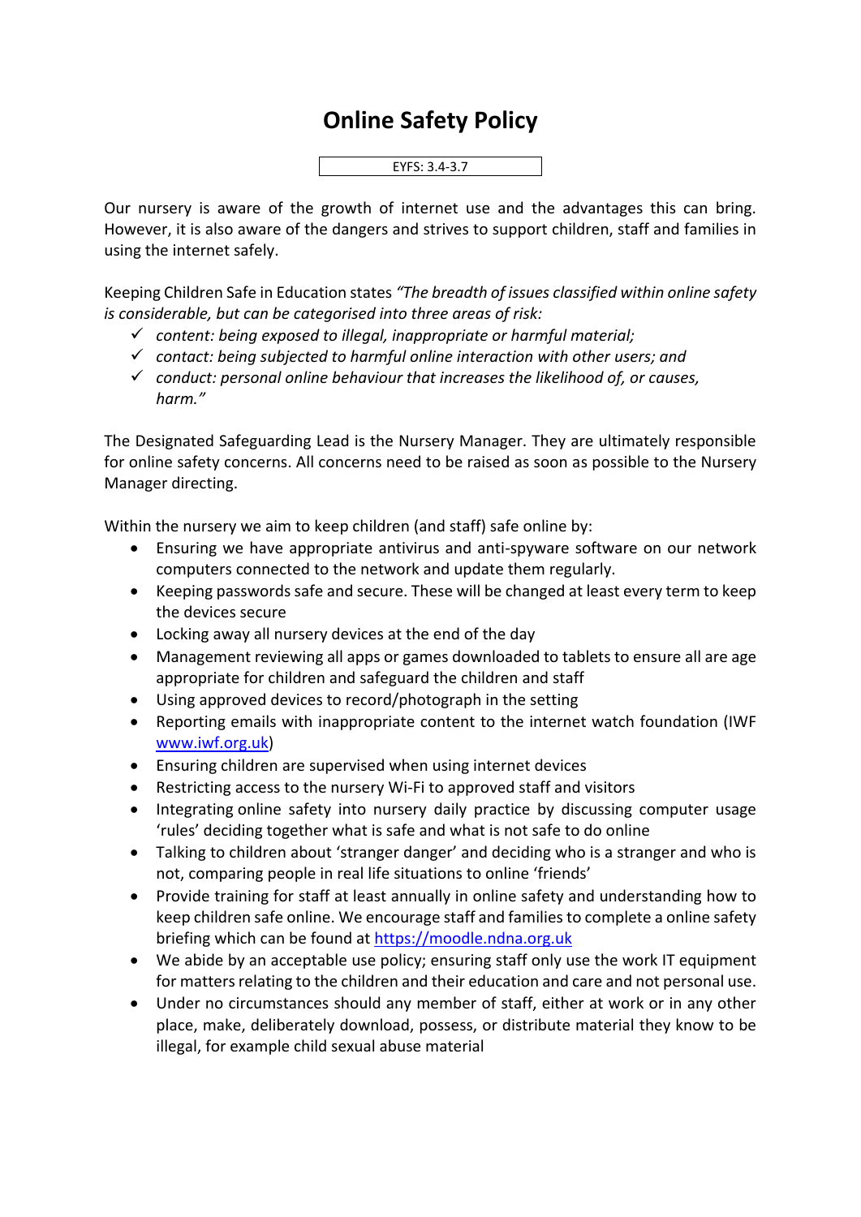# Online Safety Policy

EYFS: 3.4-3.7

Our nursery is aware of the growth of internet use and the advantages this can bring. However, it is also aware of the dangers and strives to support children, staff and families in using the internet safely.

Keeping Children Safe in Education states *"The breadth of issues classified within online safety is considerable, but can be categorised into three areas of risk:*

- ✓ *content: being exposed to illegal, inappropriate or harmful material;*
- ✓ *contact: being subjected to harmful online interaction with other users; and*
- ✓ *conduct: personal online behaviour that increases the likelihood of, or causes, harm."*

The Designated Safeguarding Lead is the Nursery Manager. They are ultimately responsible for online safety concerns. All concerns need to be raised as soon as possible to the Nursery Manager directing.

Within the nursery we aim to keep children (and staff) safe online by:

- Ensuring we have appropriate antivirus and anti-spyware software on our network computers connected to the network and update them regularly.
- Keeping passwords safe and secure. These will be changed at least every term to keep the devices secure
- Locking away all nursery devices at the end of the day
- Management reviewing all apps or games downloaded to tablets to ensure all are age appropriate for children and safeguard the children and staff
- Using approved devices to record/photograph in the setting
- Reporting emails with inappropriate content to the internet watch foundation (IWF [www.iwf.org.uk](www.iwf.org.uk))
- Ensuring children are supervised when using internet devices
- Restricting access to the nursery Wi-Fi to approved staff and visitors
- Integrating online safety into nursery daily practice by discussing computer usage 'rules' deciding together what is safe and what is not safe to do online
- Talking to children about 'stranger danger' and deciding who is a stranger and who is not, comparing people in real life situations to online 'friends'
- Provide training for staff at least annually in online safety and understanding how to keep children safe online. We encourage staff and families to complete a online safety briefing which can be found at [https://moodle.ndna.org.uk](https://moodle.ndna.org.uk)
- We abide by an acceptable use policy; ensuring staff only use the work IT equipment for matters relating to the children and their education and care and not personal use.
- Under no circumstances should any member of staff, either at work or in any other place, make, deliberately download, possess, or distribute material they know to be illegal, for example child sexual abuse material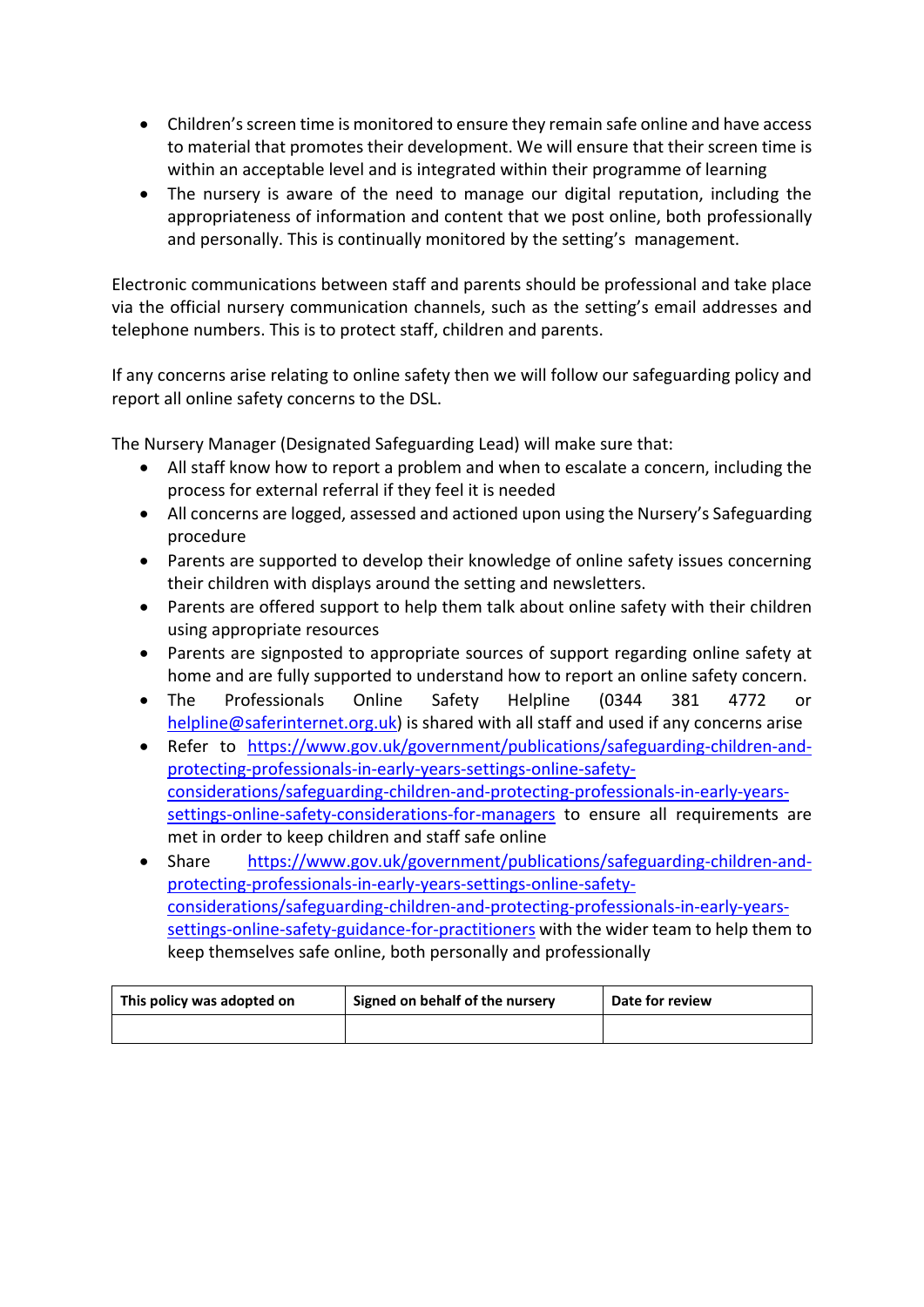- Children's screen time is monitored to ensure they remain safe online and have access to material that promotes their development. We will ensure that their screen time is within an acceptable level and is integrated within their programme of learning
- The nursery is aware of the need to manage our digital reputation, including the appropriateness of information and content that we post online, both professionally and personally. This is continually monitored by the setting's management.

Electronic communications between staff and parents should be professional and take place via the official nursery communication channels, such as the setting's email addresses and telephone numbers. This is to protect staff, children and parents.

If any concerns arise relating to online safety then we will follow our safeguarding policy and report all online safety concerns to the DSL.

The Nursery Manager (Designated Safeguarding Lead) will make sure that:

- All staff know how to report a problem and when to escalate a concern, including the process for external referral if they feel it is needed
- All concerns are logged, assessed and actioned upon using the Nursery's Safeguarding procedure
- Parents are supported to develop their knowledge of online safety issues concerning their children with displays around the setting and newsletters.
- Parents are offered support to help them talk about online safety with their children using appropriate resources
- Parents are signposted to appropriate sources of support regarding online safety at home and are fully supported to understand how to report an online safety concern.
- The Professionals Online Safety Helpline (0344 381 4772 or helpline@saferinternet.org.uk) is shared with all staff and used if any concerns arise
- Refer to https://www.gov.uk/government/publications/safeguarding-children-and-protecting-professionals-in-early-years-settings-online-safety-considerations/safeguarding-children-and-protecting-professionals-in-early-years-settings-online-safety-considerations-for-managers to ensure all requirements are met in order to keep children and staff safe online
- Share https://www.gov.uk/government/publications/safeguarding-children-and-protecting-professionals-in-early-years-settings-online-safety-considerations/safeguarding-children-and-protecting-professionals-in-early-years-settings-online-safety-guidance-for-practitioners with the wider team to help them to keep themselves safe online, both personally and professionally

| **This policy was adopted on** | **Signed on behalf of the nursery** | **Date for review** |
| --- | --- | --- |
| | | |